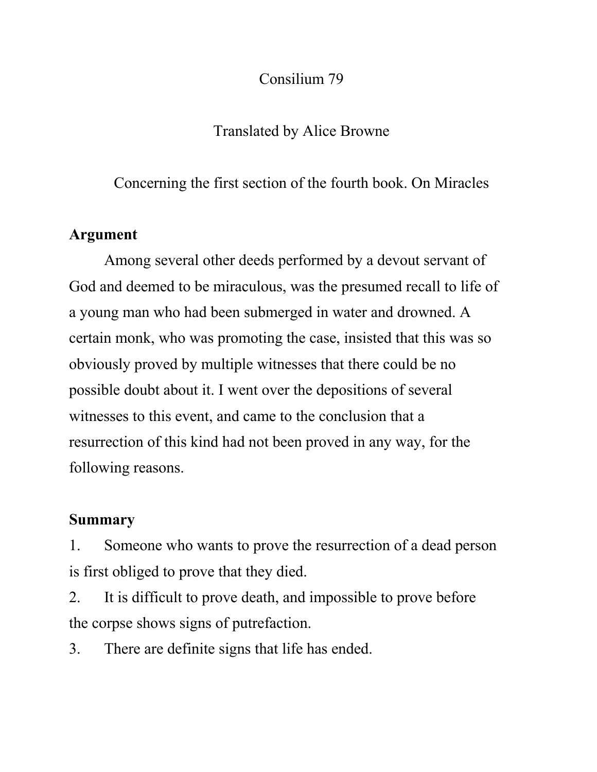# Consilium 79

Translated by Alice Browne

Concerning the first section of the fourth book. On Miracles

**Argument**

Among several other deeds performed by a devout servant of God and deemed to be miraculous, was the presumed recall to life of a young man who had been submerged in water and drowned. A certain monk, who was promoting the case, insisted that this was so obviously proved by multiple witnesses that there could be no possible doubt about it. I went over the depositions of several witnesses to this event, and came to the conclusion that a resurrection of this kind had not been proved in any way, for the following reasons.

**Summary**

1. Someone who wants to prove the resurrection of a dead person is first obliged to prove that they died.
2. It is difficult to prove death, and impossible to prove before the corpse shows signs of putrefaction.
3. There are definite signs that life has ended.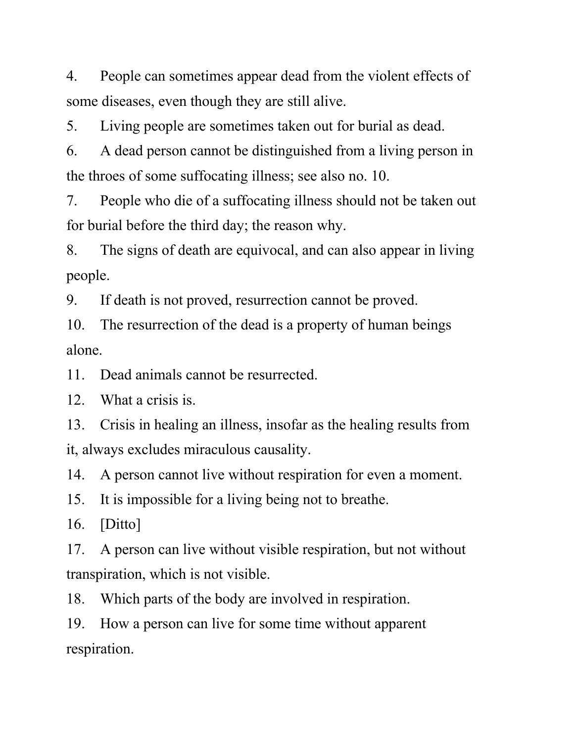4. People can sometimes appear dead from the violent effects of some diseases, even though they are still alive.
5. Living people are sometimes taken out for burial as dead.
6. A dead person cannot be distinguished from a living person in the throes of some suffocating illness; see also no. 10.
7. People who die of a suffocating illness should not be taken out for burial before the third day; the reason why.
8. The signs of death are equivocal, and can also appear in living people.
9. If death is not proved, resurrection cannot be proved.
10. The resurrection of the dead is a property of human beings alone.
11. Dead animals cannot be resurrected.
12. What a crisis is.
13. Crisis in healing an illness, insofar as the healing results from it, always excludes miraculous causality.
14. A person cannot live without respiration for even a moment.
15. It is impossible for a living being not to breathe.
16. [Ditto]
17. A person can live without visible respiration, but not without transpiration, which is not visible.
18. Which parts of the body are involved in respiration.
19. How a person can live for some time without apparent respiration.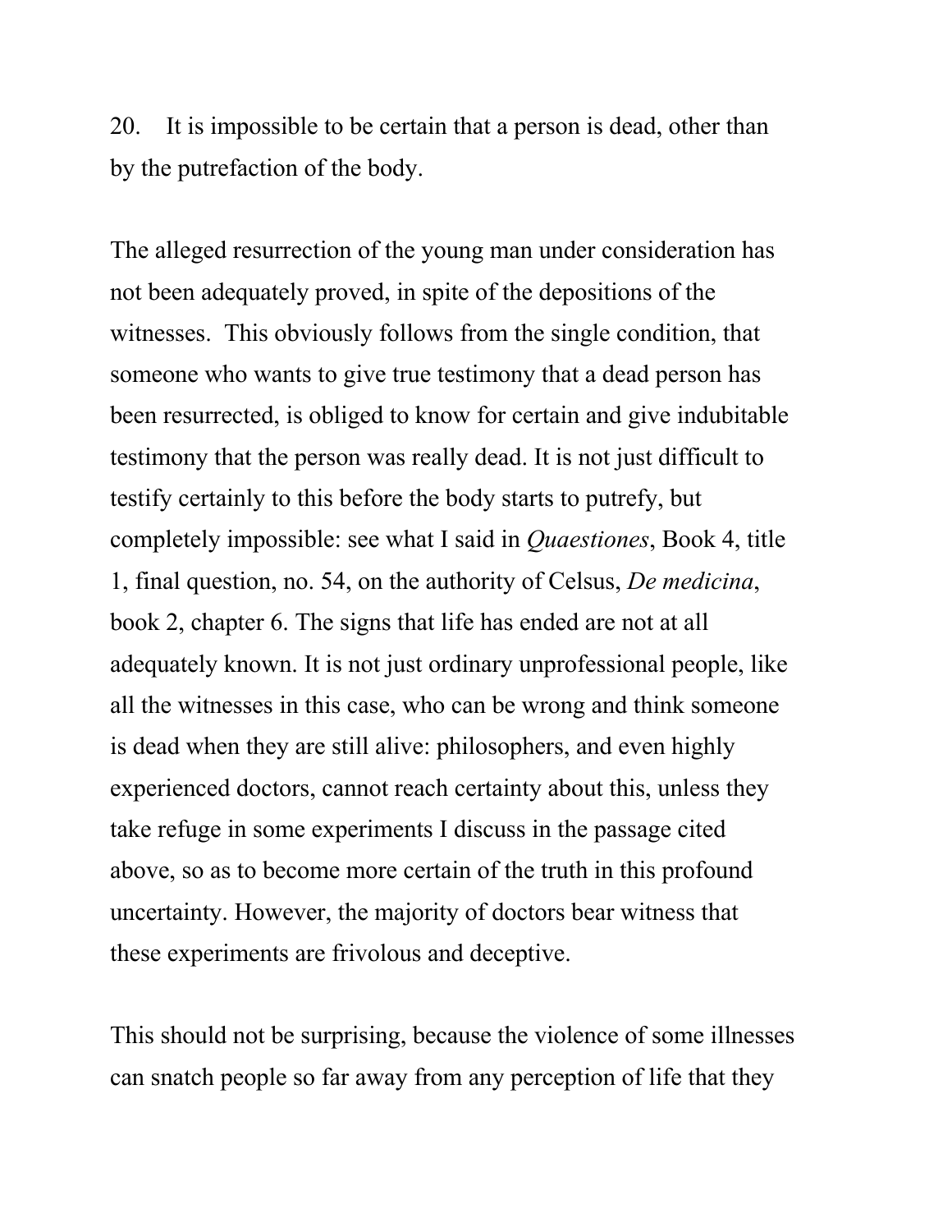20. It is impossible to be certain that a person is dead, other than by the putrefaction of the body.

The alleged resurrection of the young man under consideration has not been adequately proved, in spite of the depositions of the witnesses. This obviously follows from the single condition, that someone who wants to give true testimony that a dead person has been resurrected, is obliged to know for certain and give indubitable testimony that the person was really dead. It is not just difficult to testify certainly to this before the body starts to putrefy, but completely impossible: see what I said in *Quaestiones*, Book 4, title 1, final question, no. 54, on the authority of Celsus, *De medicina*, book 2, chapter 6. The signs that life has ended are not at all adequately known. It is not just ordinary unprofessional people, like all the witnesses in this case, who can be wrong and think someone is dead when they are still alive: philosophers, and even highly experienced doctors, cannot reach certainty about this, unless they take refuge in some experiments I discuss in the passage cited above, so as to become more certain of the truth in this profound uncertainty. However, the majority of doctors bear witness that these experiments are frivolous and deceptive.

This should not be surprising, because the violence of some illnesses can snatch people so far away from any perception of life that they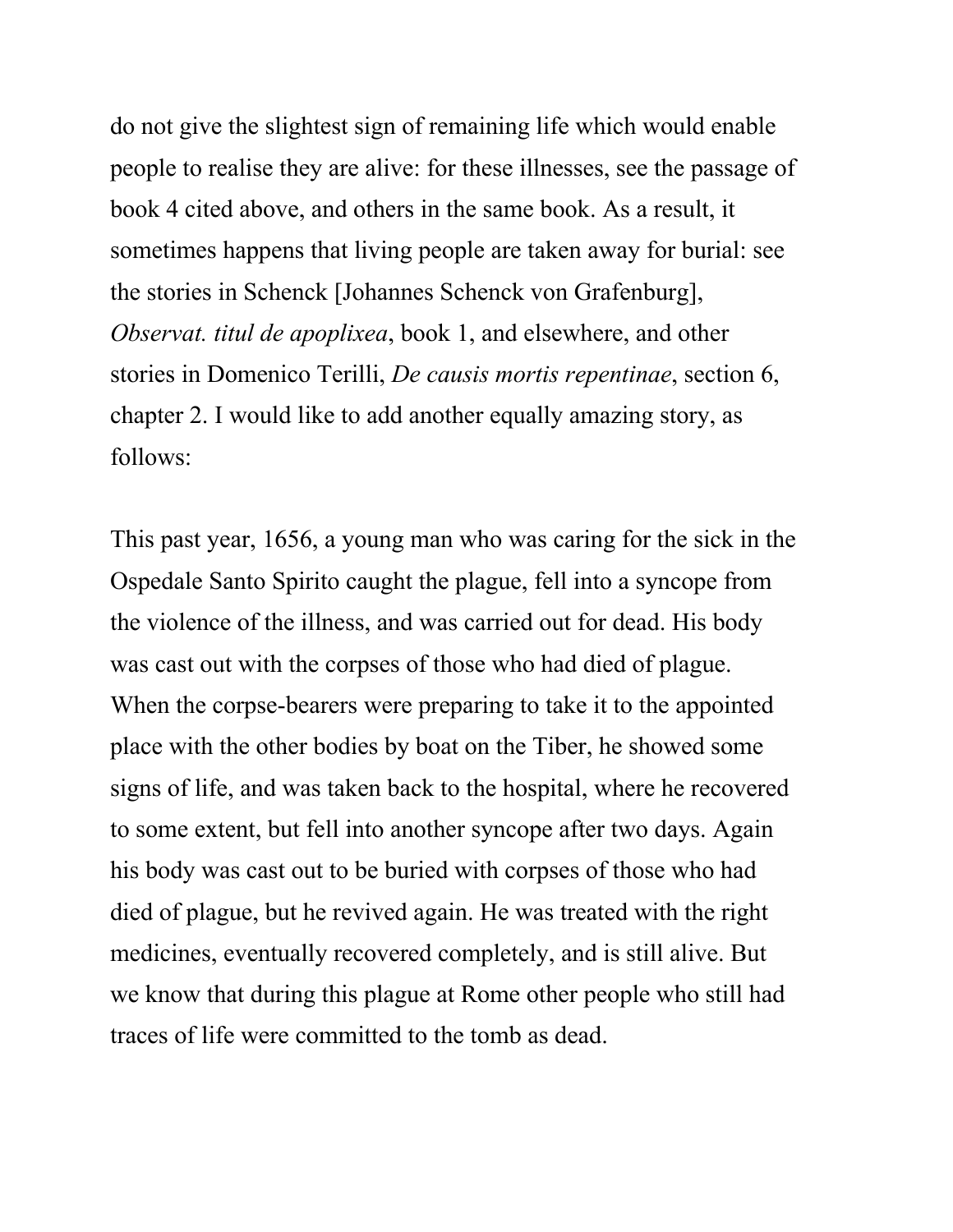do not give the slightest sign of remaining life which would enable people to realise they are alive: for these illnesses, see the passage of book 4 cited above, and others in the same book. As a result, it sometimes happens that living people are taken away for burial: see the stories in Schenck [Johannes Schenck von Grafenburg], *Observat. titul de apoplixea*, book 1, and elsewhere, and other stories in Domenico Terilli, *De causis mortis repentinae*, section 6, chapter 2. I would like to add another equally amazing story, as follows:

This past year, 1656, a young man who was caring for the sick in the Ospedale Santo Spirito caught the plague, fell into a syncope from the violence of the illness, and was carried out for dead. His body was cast out with the corpses of those who had died of plague. When the corpse-bearers were preparing to take it to the appointed place with the other bodies by boat on the Tiber, he showed some signs of life, and was taken back to the hospital, where he recovered to some extent, but fell into another syncope after two days. Again his body was cast out to be buried with corpses of those who had died of plague, but he revived again. He was treated with the right medicines, eventually recovered completely, and is still alive. But we know that during this plague at Rome other people who still had traces of life were committed to the tomb as dead.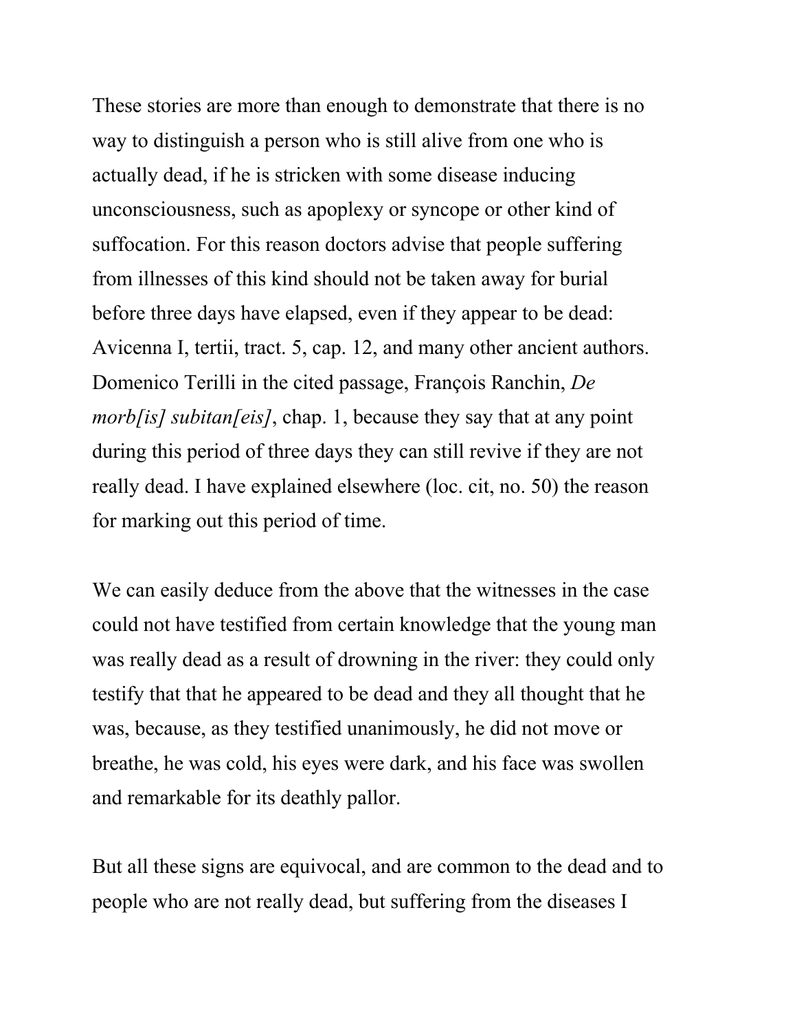These stories are more than enough to demonstrate that there is no way to distinguish a person who is still alive from one who is actually dead, if he is stricken with some disease inducing unconsciousness, such as apoplexy or syncope or other kind of suffocation. For this reason doctors advise that people suffering from illnesses of this kind should not be taken away for burial before three days have elapsed, even if they appear to be dead: Avicenna I, tertii, tract. 5, cap. 12, and many other ancient authors. Domenico Terilli in the cited passage, François Ranchin, *De morb[is] subitan[eis]*, chap. 1, because they say that at any point during this period of three days they can still revive if they are not really dead. I have explained elsewhere (loc. cit, no. 50) the reason for marking out this period of time.

We can easily deduce from the above that the witnesses in the case could not have testified from certain knowledge that the young man was really dead as a result of drowning in the river: they could only testify that that he appeared to be dead and they all thought that he was, because, as they testified unanimously, he did not move or breathe, he was cold, his eyes were dark, and his face was swollen and remarkable for its deathly pallor.

But all these signs are equivocal, and are common to the dead and to people who are not really dead, but suffering from the diseases I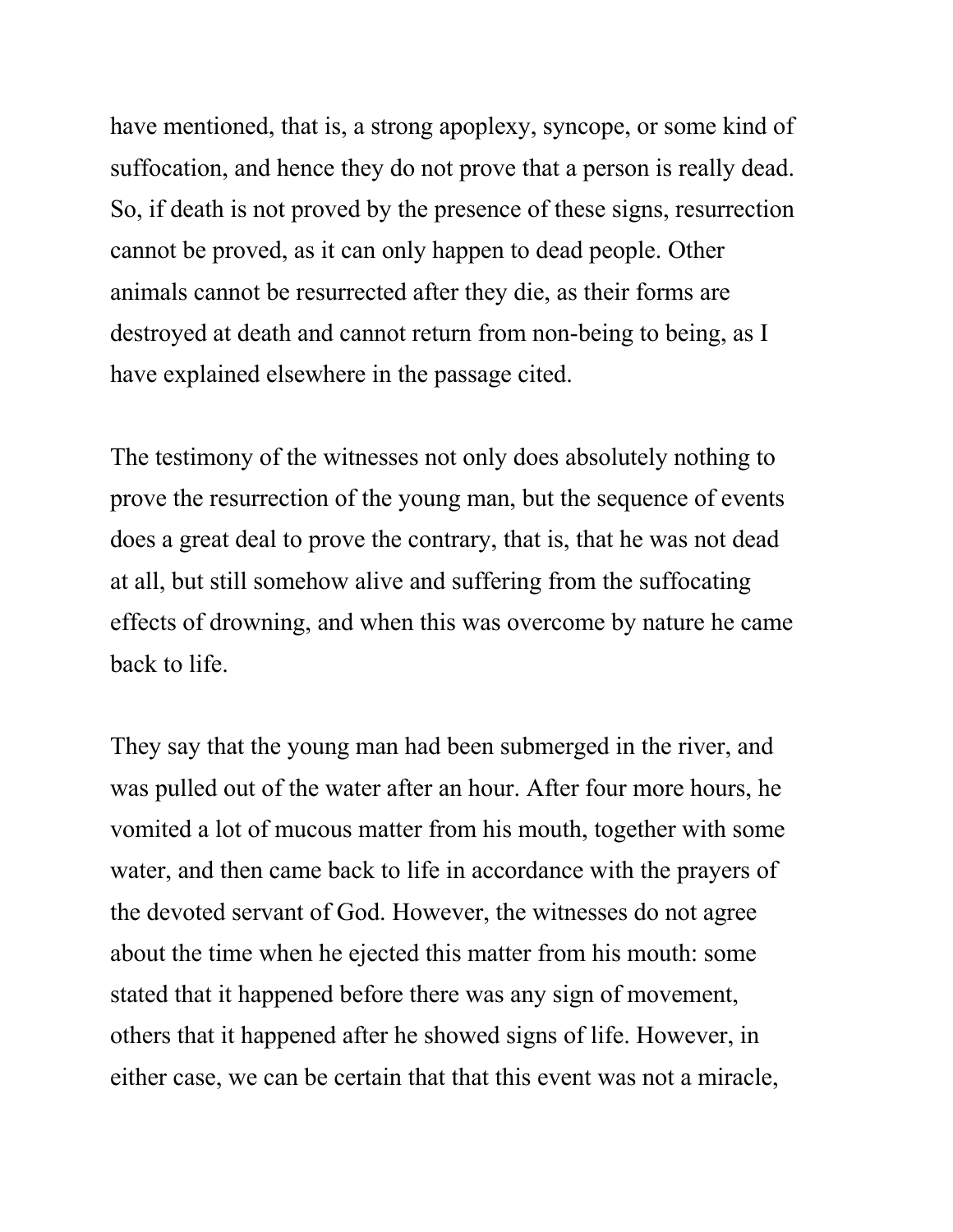have mentioned, that is, a strong apoplexy, syncope, or some kind of suffocation, and hence they do not prove that a person is really dead. So, if death is not proved by the presence of these signs, resurrection cannot be proved, as it can only happen to dead people. Other animals cannot be resurrected after they die, as their forms are destroyed at death and cannot return from non-being to being, as I have explained elsewhere in the passage cited.

The testimony of the witnesses not only does absolutely nothing to prove the resurrection of the young man, but the sequence of events does a great deal to prove the contrary, that is, that he was not dead at all, but still somehow alive and suffering from the suffocating effects of drowning, and when this was overcome by nature he came back to life.

They say that the young man had been submerged in the river, and was pulled out of the water after an hour. After four more hours, he vomited a lot of mucous matter from his mouth, together with some water, and then came back to life in accordance with the prayers of the devoted servant of God. However, the witnesses do not agree about the time when he ejected this matter from his mouth: some stated that it happened before there was any sign of movement, others that it happened after he showed signs of life. However, in either case, we can be certain that that this event was not a miracle,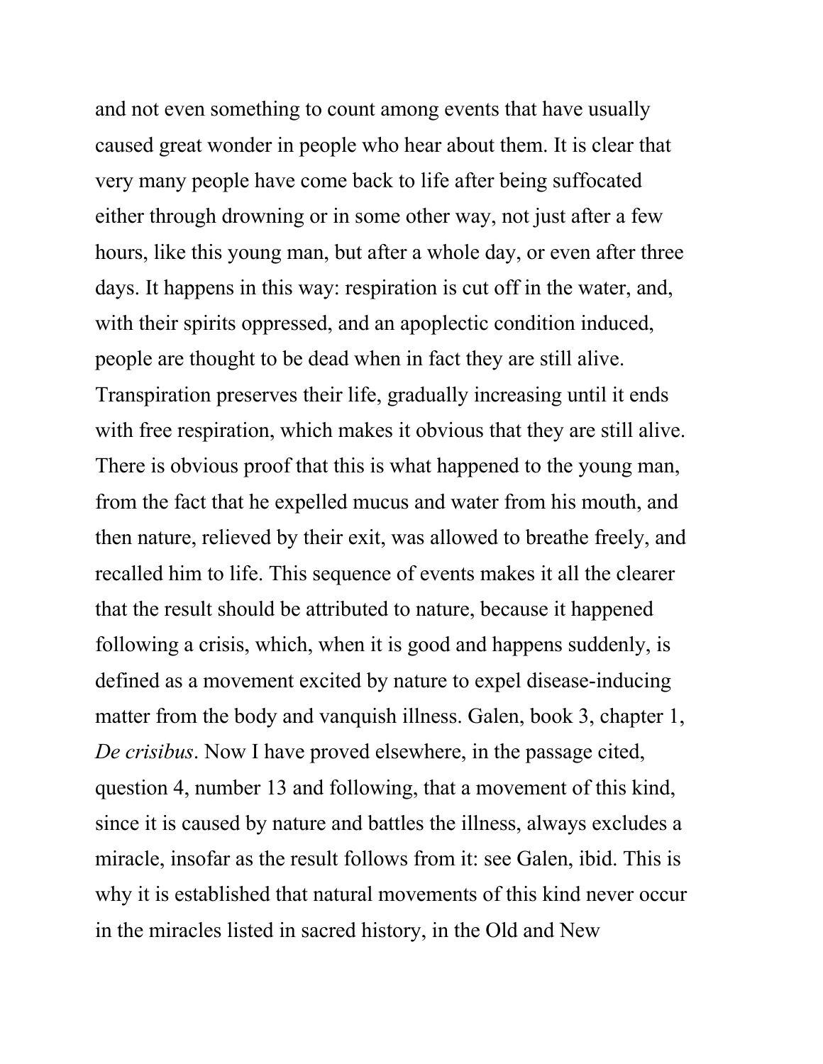and not even something to count among events that have usually caused great wonder in people who hear about them. It is clear that very many people have come back to life after being suffocated either through drowning or in some other way, not just after a few hours, like this young man, but after a whole day, or even after three days. It happens in this way: respiration is cut off in the water, and, with their spirits oppressed, and an apoplectic condition induced, people are thought to be dead when in fact they are still alive. Transpiration preserves their life, gradually increasing until it ends with free respiration, which makes it obvious that they are still alive. There is obvious proof that this is what happened to the young man, from the fact that he expelled mucus and water from his mouth, and then nature, relieved by their exit, was allowed to breathe freely, and recalled him to life. This sequence of events makes it all the clearer that the result should be attributed to nature, because it happened following a crisis, which, when it is good and happens suddenly, is defined as a movement excited by nature to expel disease-inducing matter from the body and vanquish illness. Galen, book 3, chapter 1, *De crisibus*. Now I have proved elsewhere, in the passage cited, question 4, number 13 and following, that a movement of this kind, since it is caused by nature and battles the illness, always excludes a miracle, insofar as the result follows from it: see Galen, ibid. This is why it is established that natural movements of this kind never occur in the miracles listed in sacred history, in the Old and New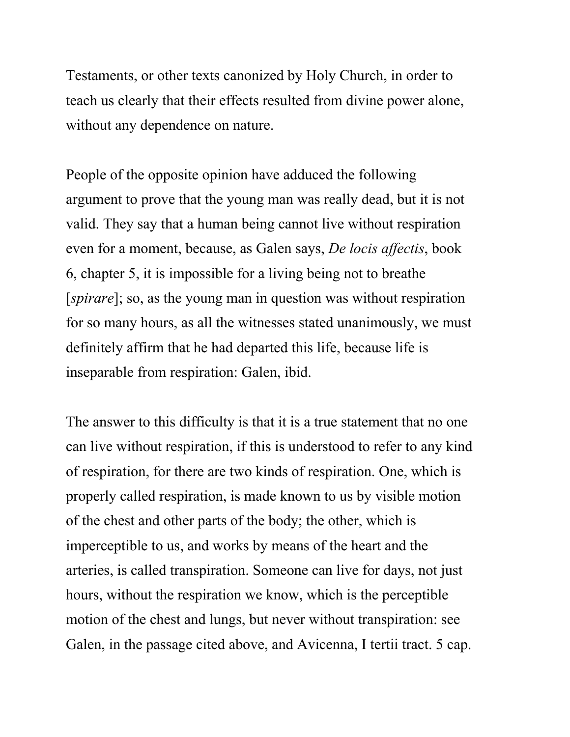Testaments, or other texts canonized by Holy Church, in order to teach us clearly that their effects resulted from divine power alone, without any dependence on nature.

People of the opposite opinion have adduced the following argument to prove that the young man was really dead, but it is not valid. They say that a human being cannot live without respiration even for a moment, because, as Galen says, *De locis affectis*, book 6, chapter 5, it is impossible for a living being not to breathe [*spirare*]; so, as the young man in question was without respiration for so many hours, as all the witnesses stated unanimously, we must definitely affirm that he had departed this life, because life is inseparable from respiration: Galen, ibid.

The answer to this difficulty is that it is a true statement that no one can live without respiration, if this is understood to refer to any kind of respiration, for there are two kinds of respiration. One, which is properly called respiration, is made known to us by visible motion of the chest and other parts of the body; the other, which is imperceptible to us, and works by means of the heart and the arteries, is called transpiration. Someone can live for days, not just hours, without the respiration we know, which is the perceptible motion of the chest and lungs, but never without transpiration: see Galen, in the passage cited above, and Avicenna, I tertii tract. 5 cap.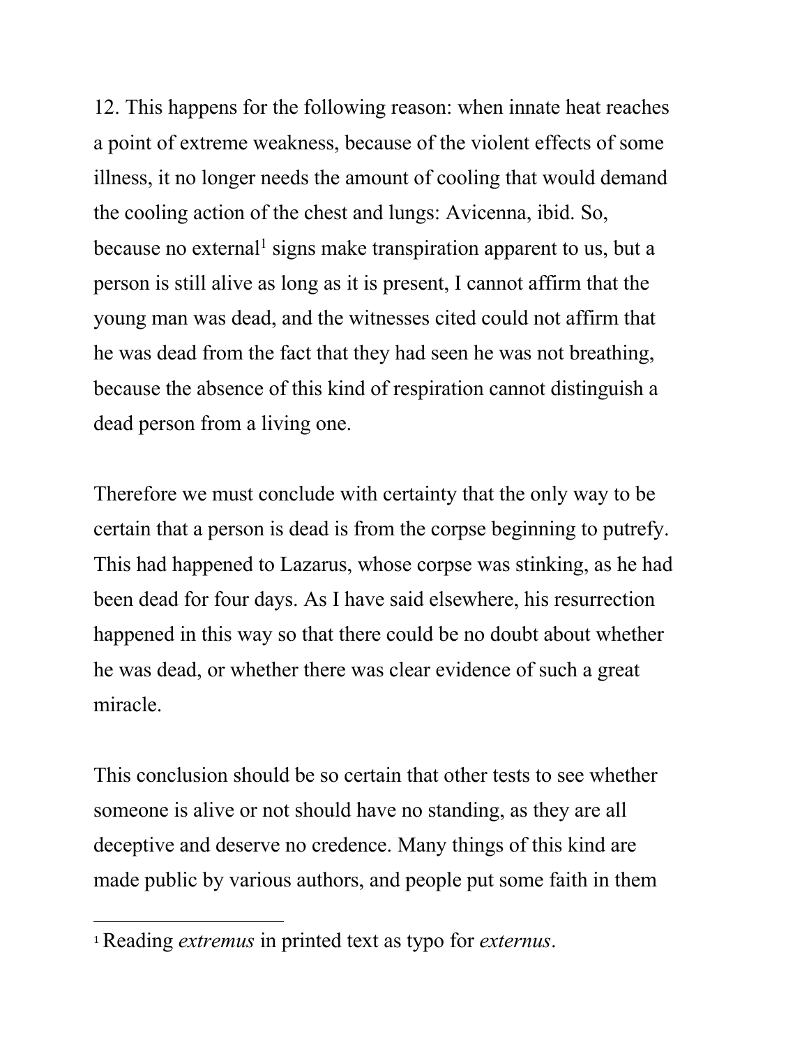12. This happens for the following reason: when innate heat reaches a point of extreme weakness, because of the violent effects of some illness, it no longer needs the amount of cooling that would demand the cooling action of the chest and lungs: Avicenna, ibid. So, because no external[1] signs make transpiration apparent to us, but a person is still alive as long as it is present, I cannot affirm that the young man was dead, and the witnesses cited could not affirm that he was dead from the fact that they had seen he was not breathing, because the absence of this kind of respiration cannot distinguish a dead person from a living one.

Therefore we must conclude with certainty that the only way to be certain that a person is dead is from the corpse beginning to putrefy. This had happened to Lazarus, whose corpse was stinking, as he had been dead for four days. As I have said elsewhere, his resurrection happened in this way so that there could be no doubt about whether he was dead, or whether there was clear evidence of such a great miracle.

This conclusion should be so certain that other tests to see whether someone is alive or not should have no standing, as they are all deceptive and deserve no credence. Many things of this kind are made public by various authors, and people put some faith in them

---

[1] Reading *extremus* in printed text as typo for *externus*.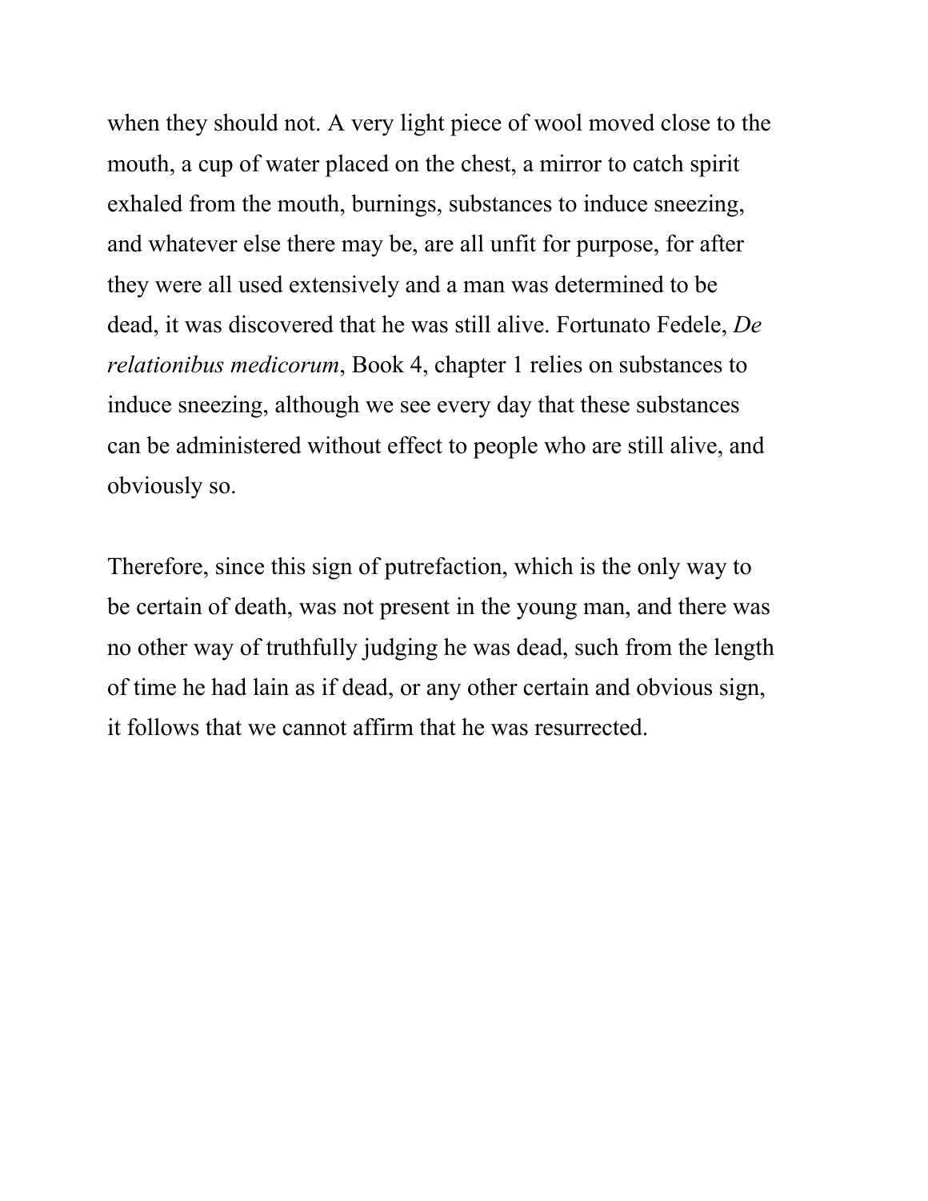when they should not. A very light piece of wool moved close to the mouth, a cup of water placed on the chest, a mirror to catch spirit exhaled from the mouth, burnings, substances to induce sneezing, and whatever else there may be, are all unfit for purpose, for after they were all used extensively and a man was determined to be dead, it was discovered that he was still alive. Fortunato Fedele, *De relationibus medicorum*, Book 4, chapter 1 relies on substances to induce sneezing, although we see every day that these substances can be administered without effect to people who are still alive, and obviously so.

Therefore, since this sign of putrefaction, which is the only way to be certain of death, was not present in the young man, and there was no other way of truthfully judging he was dead, such from the length of time he had lain as if dead, or any other certain and obvious sign, it follows that we cannot affirm that he was resurrected.